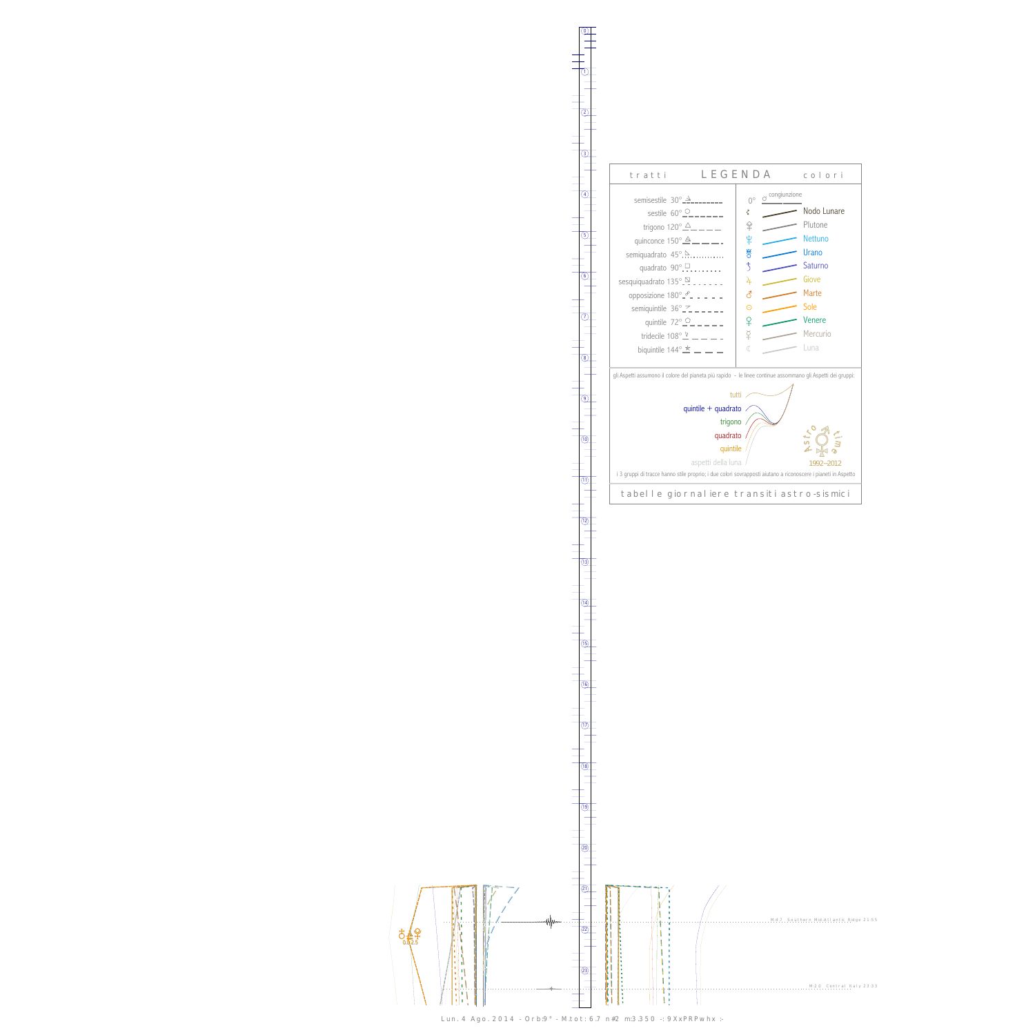## tratti LEGENDA colori

| tratti | colori |
|---|---|
| semisestile 30° | 0° congiunzione |
| sestile 60° | Nodo Lunare |
| trigono 120° | Plutone |
| quinconce 150° | Nettuno |
| semiquadrato 45° | Urano |
| quadrato 90° | Saturno |
| sesquiquadrato 135° | Giove |
| opposizione 180° | Marte |
| semiquintile 36° | Sole |
| quintile 72° | Venere |
| tridecile 108° | Mercurio |
| biquintile 144° | Luna |

gli Aspetti assumono il colore del pianeta più rapido - le linee continue assommano gli Aspetti dei gruppi:

- tutti
- quintile + quadrato
- trigono
- quadrato
- quintile
- aspetti della luna

Astro time 1992–2012

i 3 gruppi di tracce hanno stile proprio; i due colori sovrapposti aiutano a riconoscere i pianeti in Aspetto

tabelle giornaliere transiti astro-sismici

M 4.7 Southern Mid-Atlantic Ridge 21:55

M 2.0 Central Italy 23:33

0.6 2.5

Lun. 4 Ago. 2014 - Orb:9° - M.tot: 6.7 n#2 m:3.350 -: 9XxPRPwhx :-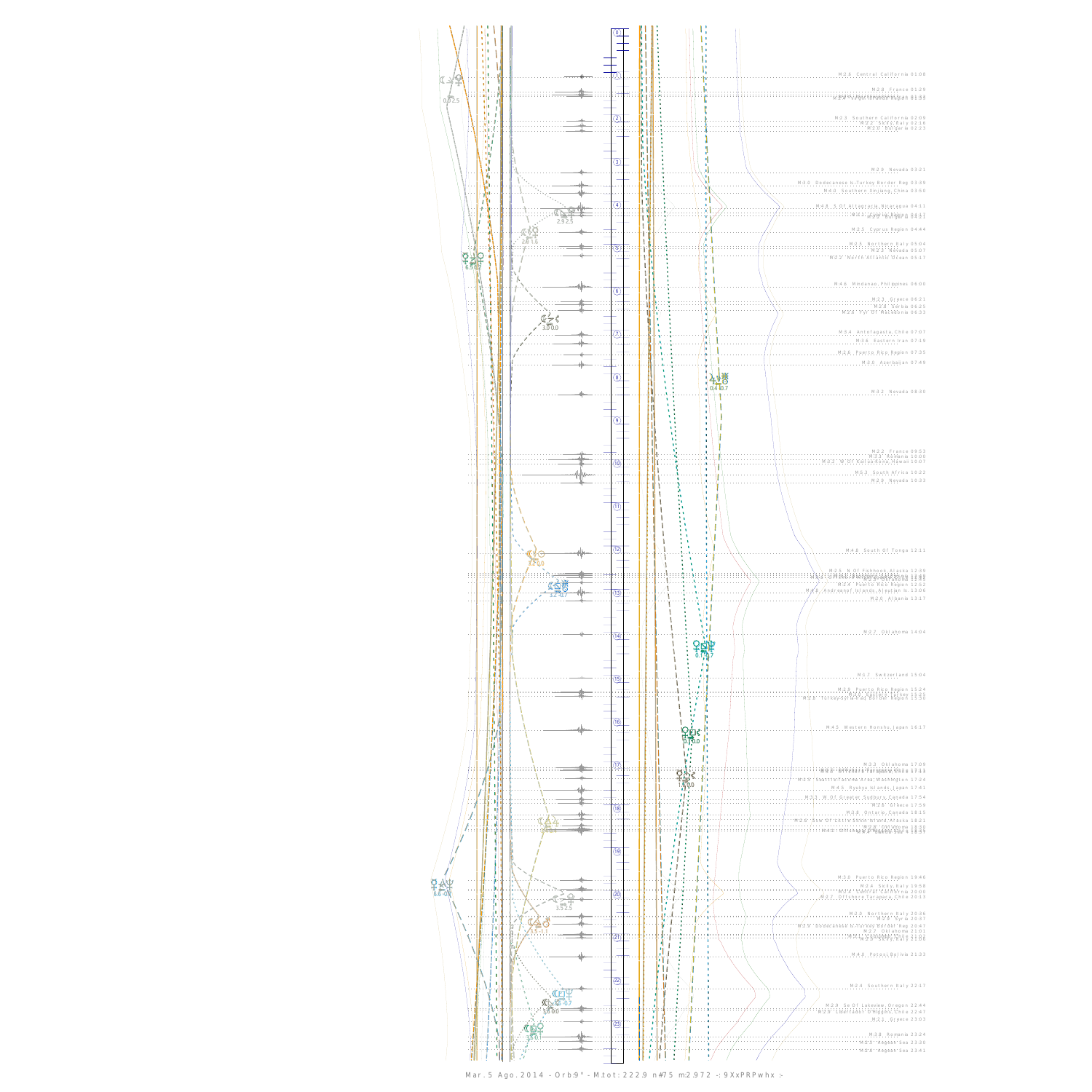M2.6 Central California 01:08

M2.8 France 01:29

M2.2 Virgin Islands Region 01:33

M2.3 Southern California 02:09

M2.2 Sicily, Italy 02:16

M2.3 Bulgaria 02:23

M2.9 Nevada 03:21

M3.0 Dodecanese Is.-Turkey Border Reg 03:39

M4.0 Southern Xinjiang, China 03:50

M4.8 S Of Altagracia, Nicaragua 04:11

M2.5 Cyprus Region 04:44

M2.5 Northern Italy 05:04

M2.1 Nevada 05:07

M2.2 North Atlantic Ocean 05:17

M4.6 Mindanao, Philippines 06:00

M3.3 Greece 06:21

M2.8 Serbia 06:25

M2.4 Fyr Of Macedonia 06:33

M3.4 Antofagasta, Chile 07:07

M3.8 Eastern Iran 07:19

M2.6 Puerto Rico Region 07:35

M3.0 Azerbaijan 07:49

M3.2 Nevada 08:30

M2.2 France 09:53

M2.1 Albania 10:00

M3.2 W Of Kailua-Kona, Hawaii 10:07

M5.3 South Africa 10:22

M2.8 Nevada 10:33

M4.8 South Of Tonga 12:11

M2.5 N Of Fishhook, Alaska 12:39

M2.4 Puerto Rico Region 12:52

M4.8 Andreanof Islands, Aleutian Is. 13:06

M2.0 Albania 13:17

M2.7 Oklahoma 14:04

M1.7 Switzerland 15:04

M2.8 Puerto Rico Region 15:24

M2.8 Turkey-Syria-Iraq Border Region 15:30

M4.5 Western Honshu, Japan 16:17

M3.3 Oklahoma 17:09

M2.5 Seattle-Tacoma Area, Washington 17:24

M4.5 Ryukyu Islands, Japan 17:41

M3.1 W Of Greater Sudbury, Canada 17:54

M2.8 Greece 17:59

M3.8 Ontario, Canada 18:15

M2.6 SSW Of Cantwell, Alaska 18:21

M2.4 Oklahoma 18:30

M3.0 Puerto Rico Region 19:46

M2.4 Sicily, Italy 19:58

M2.2 Central California 20:00

M2.7 Offshore Tarapaca, Chile 20:13

M2.0 Northern Italy 20:36

M2.8 Syria 20:37

M2.9 Dodecanese Is.-Turkey Border Reg 20:47

M2.7 Oklahoma 21:01

M2.3 Sicily, Italy 21:06

M4.0 Potosi, Bolivia 21:33

M2.4 Southern Italy 22:17

M2.9 Se Of Lakeview, Oregon 22:44

M2.9 Coquimbo, Chile 22:47

M2.1 Greece 23:03

M3.8 Romania 23:24

M2.5 Aegean Sea 23:30

M2.6 Aegean Sea 23:41

Mar. 5 Ago. 2014 - Orb: 9° - M.tot: 222.9 n#75 m2.972 -: 9XxPRPwhx :-